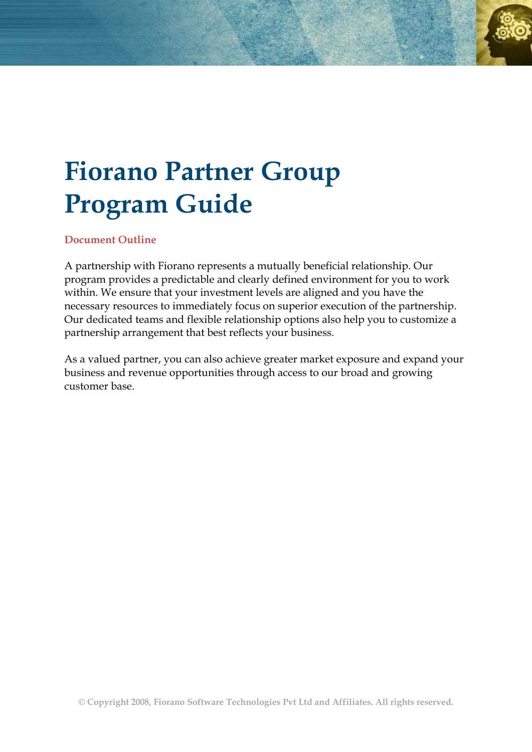# Fiorano Partner Group Program Guide

## Document Outline

A partnership with Fiorano represents a mutually beneficial relationship. Our program provides a predictable and clearly defined environment for you to work within. We ensure that your investment levels are aligned and you have the necessary resources to immediately focus on superior execution of the partnership. Our dedicated teams and flexible relationship options also help you to customize a partnership arrangement that best reflects your business.

As a valued partner, you can also achieve greater market exposure and expand your business and revenue opportunities through access to our broad and growing customer base.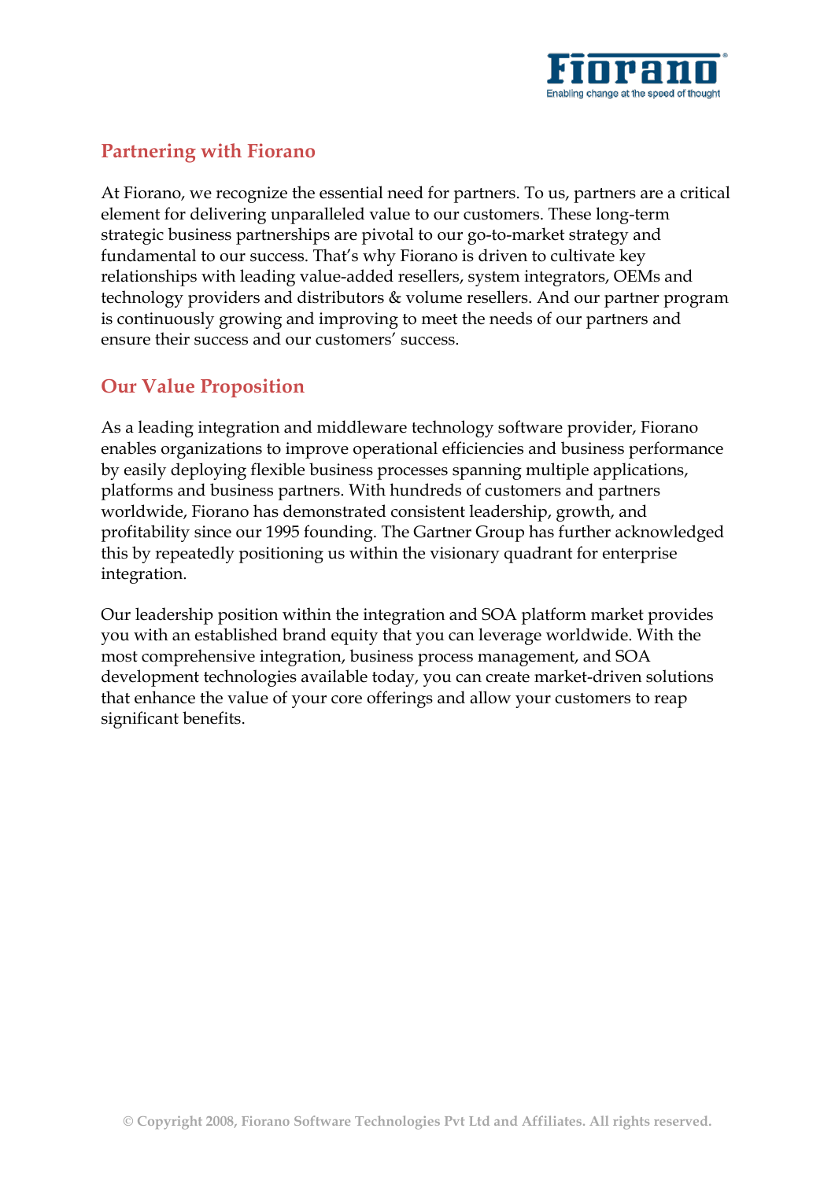## Partnering with Fiorano

At Fiorano, we recognize the essential need for partners. To us, partners are a critical element for delivering unparalleled value to our customers. These long-term strategic business partnerships are pivotal to our go-to-market strategy and fundamental to our success. That's why Fiorano is driven to cultivate key relationships with leading value-added resellers, system integrators, OEMs and technology providers and distributors & volume resellers. And our partner program is continuously growing and improving to meet the needs of our partners and ensure their success and our customers' success.

## Our Value Proposition

As a leading integration and middleware technology software provider, Fiorano enables organizations to improve operational efficiencies and business performance by easily deploying flexible business processes spanning multiple applications, platforms and business partners. With hundreds of customers and partners worldwide, Fiorano has demonstrated consistent leadership, growth, and profitability since our 1995 founding. The Gartner Group has further acknowledged this by repeatedly positioning us within the visionary quadrant for enterprise integration.

Our leadership position within the integration and SOA platform market provides you with an established brand equity that you can leverage worldwide. With the most comprehensive integration, business process management, and SOA development technologies available today, you can create market-driven solutions that enhance the value of your core offerings and allow your customers to reap significant benefits.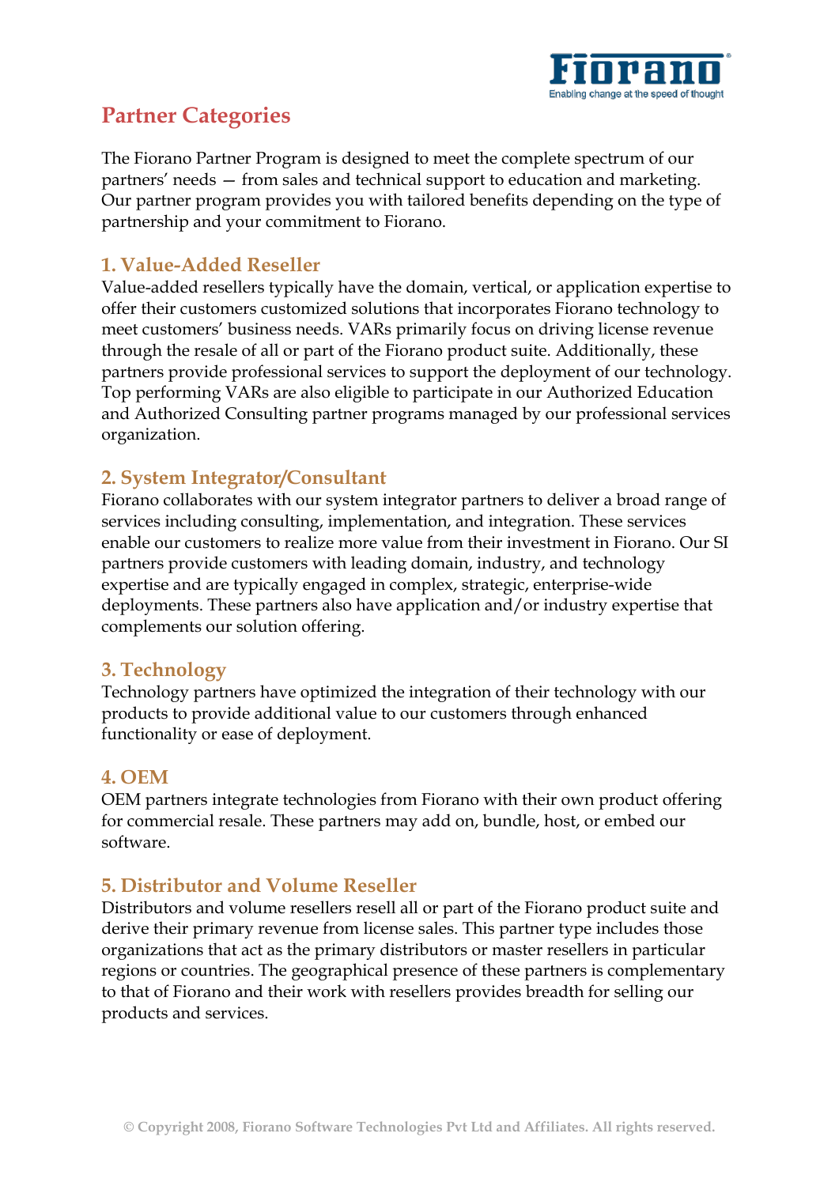## Partner Categories

The Fiorano Partner Program is designed to meet the complete spectrum of our partners' needs — from sales and technical support to education and marketing. Our partner program provides you with tailored benefits depending on the type of partnership and your commitment to Fiorano.

### 1. Value-Added Reseller

Value-added resellers typically have the domain, vertical, or application expertise to offer their customers customized solutions that incorporates Fiorano technology to meet customers' business needs. VARs primarily focus on driving license revenue through the resale of all or part of the Fiorano product suite. Additionally, these partners provide professional services to support the deployment of our technology. Top performing VARs are also eligible to participate in our Authorized Education and Authorized Consulting partner programs managed by our professional services organization.

### 2. System Integrator/Consultant

Fiorano collaborates with our system integrator partners to deliver a broad range of services including consulting, implementation, and integration. These services enable our customers to realize more value from their investment in Fiorano. Our SI partners provide customers with leading domain, industry, and technology expertise and are typically engaged in complex, strategic, enterprise-wide deployments. These partners also have application and/or industry expertise that complements our solution offering.

### 3. Technology

Technology partners have optimized the integration of their technology with our products to provide additional value to our customers through enhanced functionality or ease of deployment.

### 4. OEM

OEM partners integrate technologies from Fiorano with their own product offering for commercial resale. These partners may add on, bundle, host, or embed our software.

### 5. Distributor and Volume Reseller

Distributors and volume resellers resell all or part of the Fiorano product suite and derive their primary revenue from license sales. This partner type includes those organizations that act as the primary distributors or master resellers in particular regions or countries. The geographical presence of these partners is complementary to that of Fiorano and their work with resellers provides breadth for selling our products and services.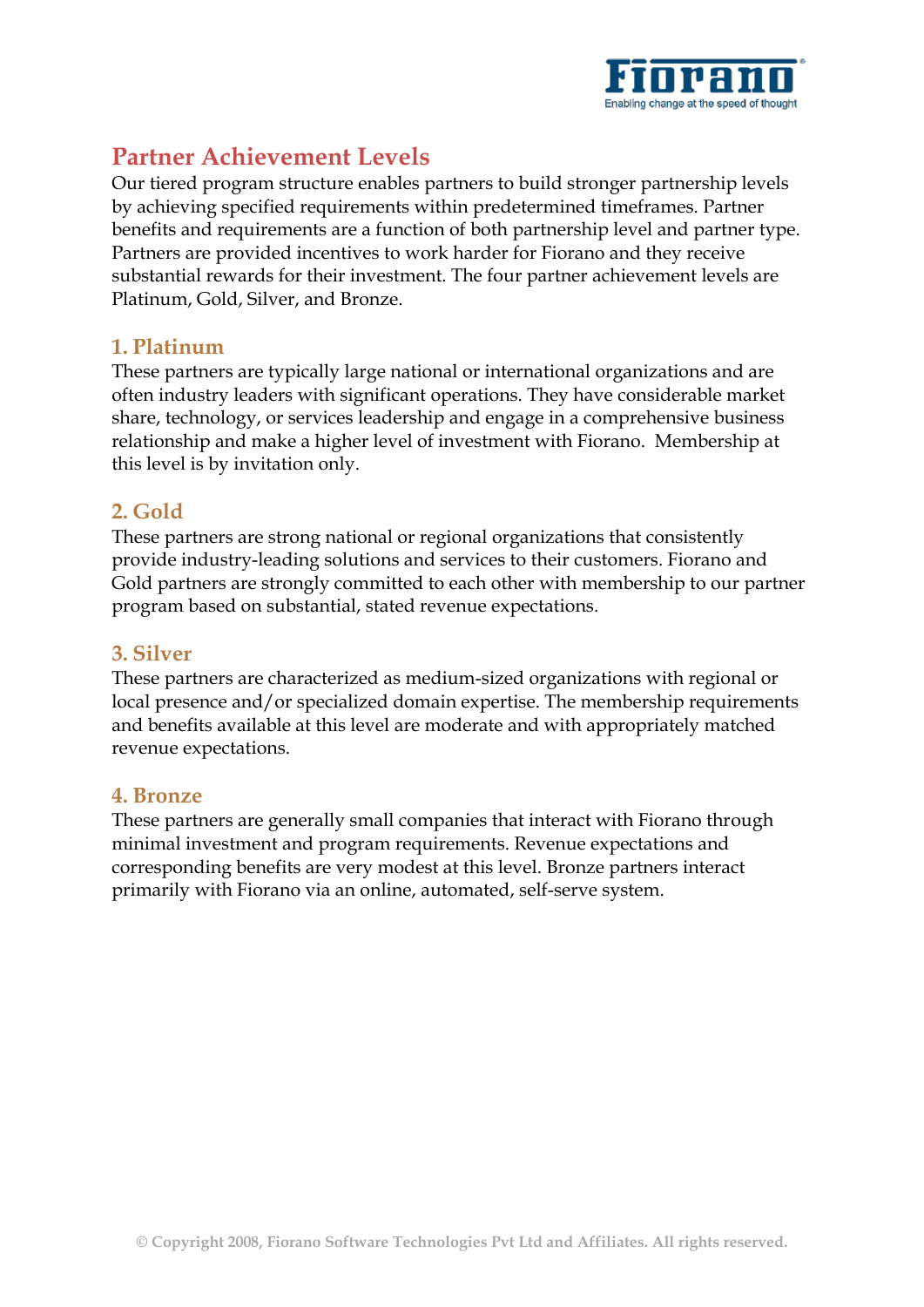## Partner Achievement Levels

Our tiered program structure enables partners to build stronger partnership levels by achieving specified requirements within predetermined timeframes. Partner benefits and requirements are a function of both partnership level and partner type. Partners are provided incentives to work harder for Fiorano and they receive substantial rewards for their investment. The four partner achievement levels are Platinum, Gold, Silver, and Bronze.

### 1. Platinum

These partners are typically large national or international organizations and are often industry leaders with significant operations. They have considerable market share, technology, or services leadership and engage in a comprehensive business relationship and make a higher level of investment with Fiorano. Membership at this level is by invitation only.

### 2. Gold

These partners are strong national or regional organizations that consistently provide industry-leading solutions and services to their customers. Fiorano and Gold partners are strongly committed to each other with membership to our partner program based on substantial, stated revenue expectations.

### 3. Silver

These partners are characterized as medium-sized organizations with regional or local presence and/or specialized domain expertise. The membership requirements and benefits available at this level are moderate and with appropriately matched revenue expectations.

### 4. Bronze

These partners are generally small companies that interact with Fiorano through minimal investment and program requirements. Revenue expectations and corresponding benefits are very modest at this level. Bronze partners interact primarily with Fiorano via an online, automated, self-serve system.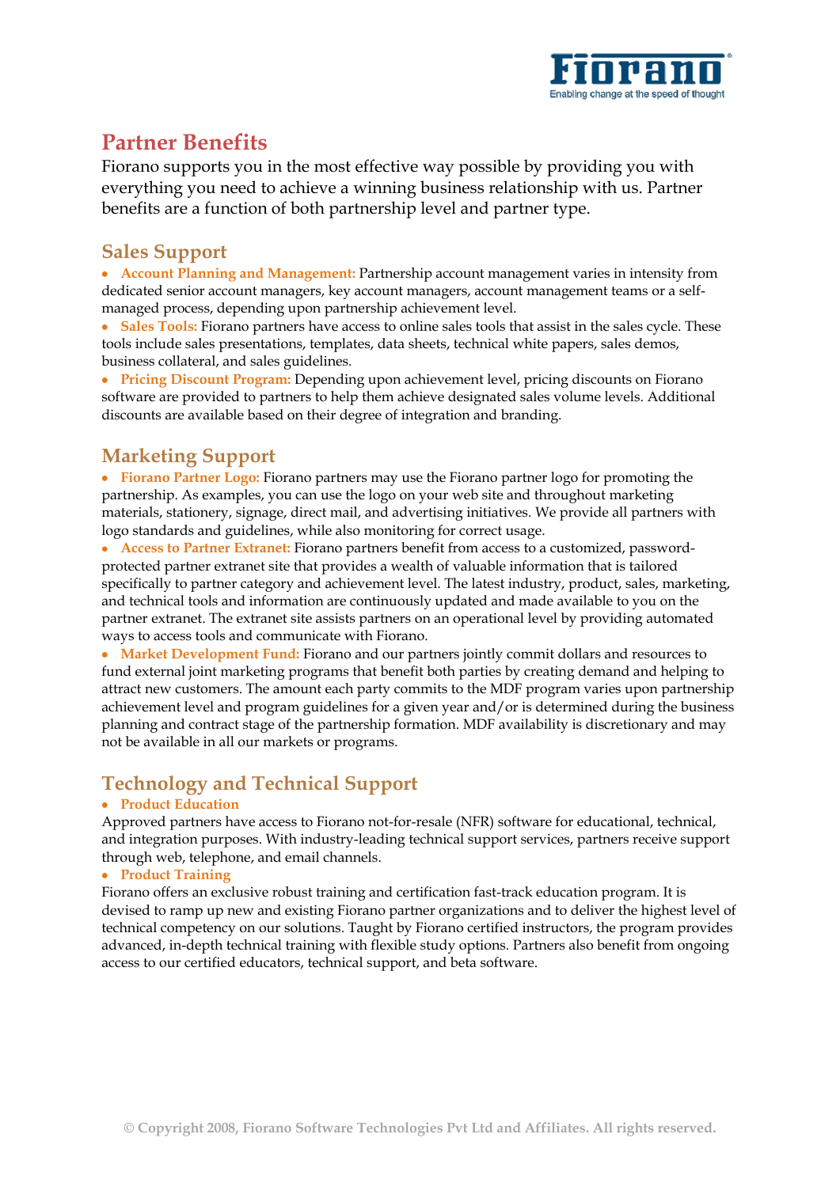# Partner Benefits

Fiorano supports you in the most effective way possible by providing you with everything you need to achieve a winning business relationship with us. Partner benefits are a function of both partnership level and partner type.

## Sales Support

- **Account Planning and Management:** Partnership account management varies in intensity from dedicated senior account managers, key account managers, account management teams or a self-managed process, depending upon partnership achievement level.
- **Sales Tools:** Fiorano partners have access to online sales tools that assist in the sales cycle. These tools include sales presentations, templates, data sheets, technical white papers, sales demos, business collateral, and sales guidelines.
- **Pricing Discount Program:** Depending upon achievement level, pricing discounts on Fiorano software are provided to partners to help them achieve designated sales volume levels. Additional discounts are available based on their degree of integration and branding.

## Marketing Support

- **Fiorano Partner Logo:** Fiorano partners may use the Fiorano partner logo for promoting the partnership. As examples, you can use the logo on your web site and throughout marketing materials, stationery, signage, direct mail, and advertising initiatives. We provide all partners with logo standards and guidelines, while also monitoring for correct usage.
- **Access to Partner Extranet:** Fiorano partners benefit from access to a customized, password-protected partner extranet site that provides a wealth of valuable information that is tailored specifically to partner category and achievement level. The latest industry, product, sales, marketing, and technical tools and information are continuously updated and made available to you on the partner extranet. The extranet site assists partners on an operational level by providing automated ways to access tools and communicate with Fiorano.
- **Market Development Fund:** Fiorano and our partners jointly commit dollars and resources to fund external joint marketing programs that benefit both parties by creating demand and helping to attract new customers. The amount each party commits to the MDF program varies upon partnership achievement level and program guidelines for a given year and/or is determined during the business planning and contract stage of the partnership formation. MDF availability is discretionary and may not be available in all our markets or programs.

## Technology and Technical Support

- **Product Education**

Approved partners have access to Fiorano not-for-resale (NFR) software for educational, technical, and integration purposes. With industry-leading technical support services, partners receive support through web, telephone, and email channels.

- **Product Training**

Fiorano offers an exclusive robust training and certification fast-track education program. It is devised to ramp up new and existing Fiorano partner organizations and to deliver the highest level of technical competency on our solutions. Taught by Fiorano certified instructors, the program provides advanced, in-depth technical training with flexible study options. Partners also benefit from ongoing access to our certified educators, technical support, and beta software.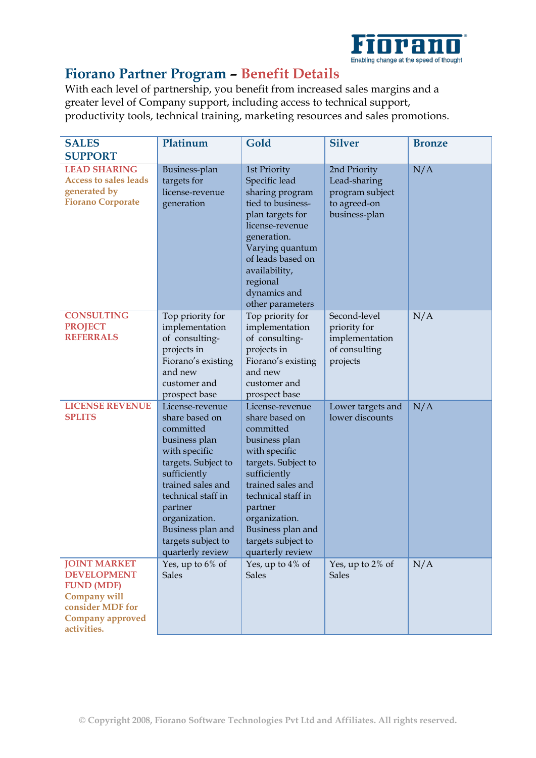# Fiorano Partner Program – Benefit Details

With each level of partnership, you benefit from increased sales margins and a greater level of Company support, including access to technical support, productivity tools, technical training, marketing resources and sales promotions.

| SALES SUPPORT | Platinum | Gold | Silver | Bronze |
|---|---|---|---|---|
| **LEAD SHARING** **Access to sales leads generated by Fiorano Corporate** | Business-plan targets for license-revenue generation | 1st Priority Specific lead sharing program tied to business-plan targets for license-revenue generation. Varying quantum of leads based on availability, regional dynamics and other parameters | 2nd Priority Lead-sharing program subject to agreed-on business-plan | N/A |
| **CONSULTING PROJECT REFERRALS** | Top priority for implementation of consulting-projects in Fiorano's existing and new customer and prospect base | Top priority for implementation of consulting-projects in Fiorano's existing and new customer and prospect base | Second-level priority for implementation of consulting projects | N/A |
| **LICENSE REVENUE SPLITS** | License-revenue share based on committed business plan with specific targets. Subject to sufficiently trained sales and technical staff in partner organization. Business plan and targets subject to quarterly review | License-revenue share based on committed business plan with specific targets. Subject to sufficiently trained sales and technical staff in partner organization. Business plan and targets subject to quarterly review | Lower targets and lower discounts | N/A |
| **JOINT MARKET DEVELOPMENT FUND (MDF)** **Company will consider MDF for Company approved activities.** | Yes, up to 6% of Sales | Yes, up to 4% of Sales | Yes, up to 2% of Sales | N/A |

© Copyright 2008, Fiorano Software Technologies Pvt Ltd and Affiliates. All rights reserved.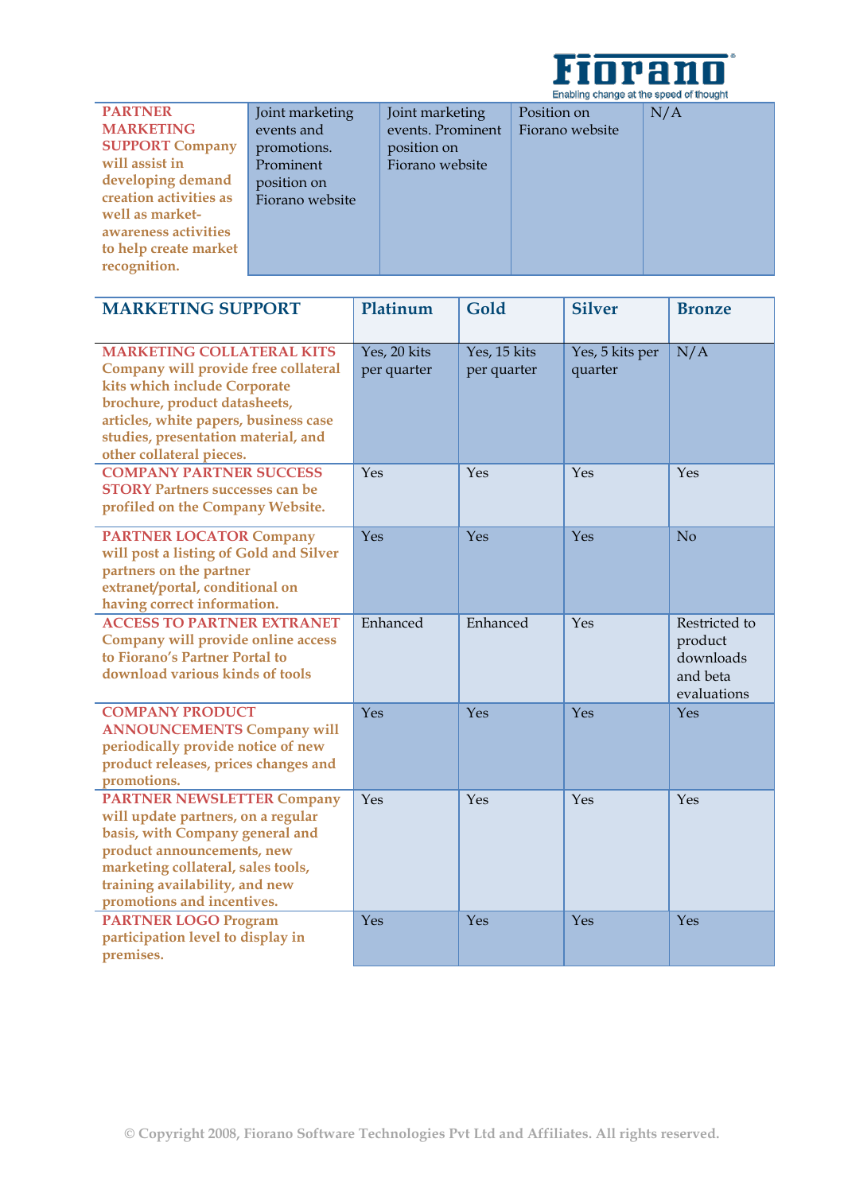| **PARTNER MARKETING SUPPORT** Company will assist in developing demand creation activities as well as market-awareness activities to help create market recognition. | Joint marketing events and promotions. Prominent position on Fiorano website | Joint marketing events. Prominent position on Fiorano website | Position on Fiorano website | N/A |
|---|---|---|---|---|

| MARKETING SUPPORT | Platinum | Gold | Silver | Bronze |
|---|---|---|---|---|
| **MARKETING COLLATERAL KITS** Company will provide free collateral kits which include Corporate brochure, product datasheets, articles, white papers, business case studies, presentation material, and other collateral pieces. | Yes, 20 kits per quarter | Yes, 15 kits per quarter | Yes, 5 kits per quarter | N/A |
| **COMPANY PARTNER SUCCESS STORY** Partners successes can be profiled on the Company Website. | Yes | Yes | Yes | Yes |
| **PARTNER LOCATOR** Company will post a listing of Gold and Silver partners on the partner extranet/portal, conditional on having correct information. | Yes | Yes | Yes | No |
| **ACCESS TO PARTNER EXTRANET** Company will provide online access to Fiorano's Partner Portal to download various kinds of tools | Enhanced | Enhanced | Yes | Restricted to product downloads and beta evaluations |
| **COMPANY PRODUCT ANNOUNCEMENTS** Company will periodically provide notice of new product releases, prices changes and promotions. | Yes | Yes | Yes | Yes |
| **PARTNER NEWSLETTER** Company will update partners, on a regular basis, with Company general and product announcements, new marketing collateral, sales tools, training availability, and new promotions and incentives. | Yes | Yes | Yes | Yes |
| **PARTNER LOGO** Program participation level to display in premises. | Yes | Yes | Yes | Yes |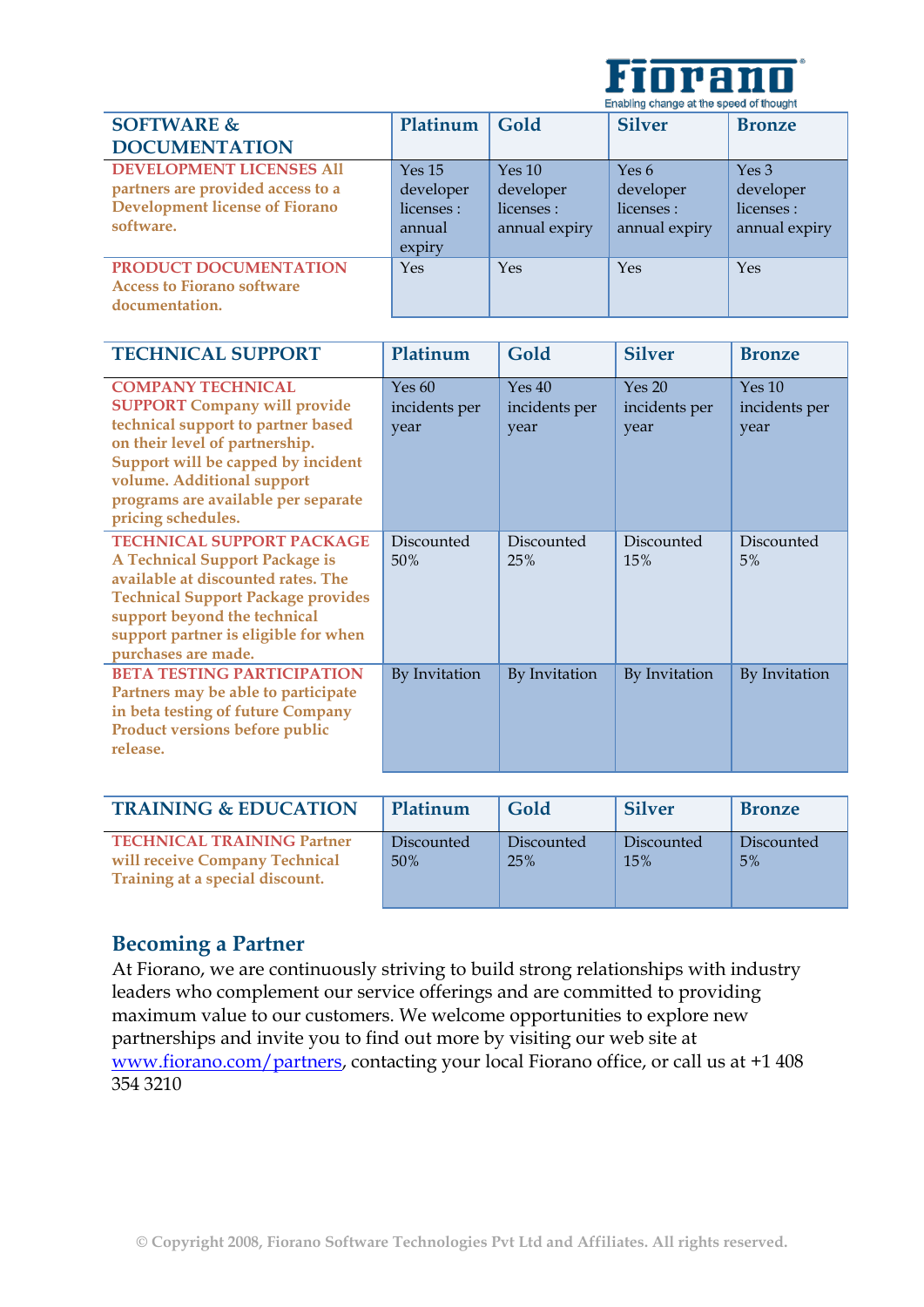| SOFTWARE & DOCUMENTATION | Platinum | Gold | Silver | Bronze |
|---|---|---|---|---|
| **DEVELOPMENT LICENSES** All partners are provided access to a Development license of Fiorano software. | Yes 15 developer licenses : annual expiry | Yes 10 developer licenses : annual expiry | Yes 6 developer licenses : annual expiry | Yes 3 developer licenses : annual expiry |
| **PRODUCT DOCUMENTATION** Access to Fiorano software documentation. | Yes | Yes | Yes | Yes |

| TECHNICAL SUPPORT | Platinum | Gold | Silver | Bronze |
|---|---|---|---|---|
| **COMPANY TECHNICAL SUPPORT** Company will provide technical support to partner based on their level of partnership. Support will be capped by incident volume. Additional support programs are available per separate pricing schedules. | Yes 60 incidents per year | Yes 40 incidents per year | Yes 20 incidents per year | Yes 10 incidents per year |
| **TECHNICAL SUPPORT PACKAGE** A Technical Support Package is available at discounted rates. The Technical Support Package provides support beyond the technical support partner is eligible for when purchases are made. | Discounted 50% | Discounted 25% | Discounted 15% | Discounted 5% |
| **BETA TESTING PARTICIPATION** Partners may be able to participate in beta testing of future Company Product versions before public release. | By Invitation | By Invitation | By Invitation | By Invitation |

| TRAINING & EDUCATION | Platinum | Gold | Silver | Bronze |
|---|---|---|---|---|
| **TECHNICAL TRAINING** Partner will receive Company Technical Training at a special discount. | Discounted 50% | Discounted 25% | Discounted 15% | Discounted 5% |

## Becoming a Partner

At Fiorano, we are continuously striving to build strong relationships with industry leaders who complement our service offerings and are committed to providing maximum value to our customers. We welcome opportunities to explore new partnerships and invite you to find out more by visiting our web site at www.fiorano.com/partners, contacting your local Fiorano office, or call us at +1 408 354 3210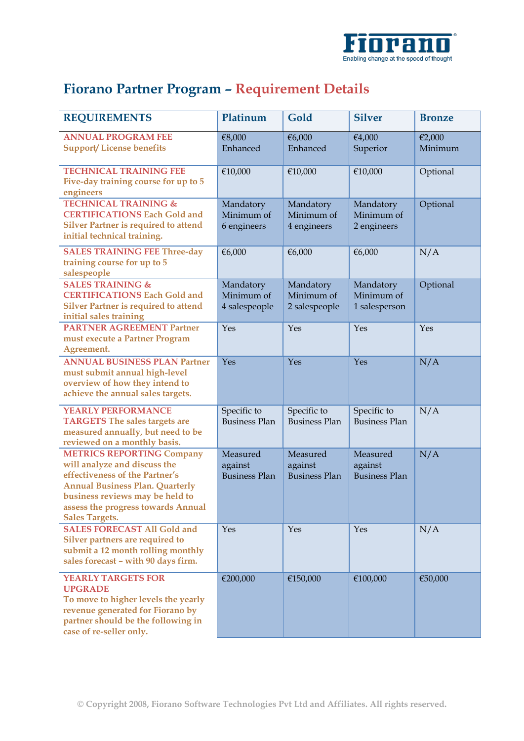# Fiorano Partner Program – Requirement Details

| REQUIREMENTS | Platinum | Gold | Silver | Bronze |
|---|---|---|---|---|
| **ANNUAL PROGRAM FEE** Support/ License benefits | €8,000 Enhanced | €6,000 Enhanced | €4,000 Superior | €2,000 Minimum |
| **TECHNICAL TRAINING FEE** Five-day training course for up to 5 engineers | €10,000 | €10,000 | €10,000 | Optional |
| **TECHNICAL TRAINING & CERTIFICATIONS** Each Gold and Silver Partner is required to attend initial technical training. | Mandatory Minimum of 6 engineers | Mandatory Minimum of 4 engineers | Mandatory Minimum of 2 engineers | Optional |
| **SALES TRAINING FEE** Three-day training course for up to 5 salespeople | €6,000 | €6,000 | €6,000 | N/A |
| **SALES TRAINING & CERTIFICATIONS** Each Gold and Silver Partner is required to attend initial sales training | Mandatory Minimum of 4 salespeople | Mandatory Minimum of 2 salespeople | Mandatory Minimum of 1 salesperson | Optional |
| **PARTNER AGREEMENT** Partner must execute a Partner Program Agreement. | Yes | Yes | Yes | Yes |
| **ANNUAL BUSINESS PLAN** Partner must submit annual high-level overview of how they intend to achieve the annual sales targets. | Yes | Yes | Yes | N/A |
| **YEARLY PERFORMANCE TARGETS** The sales targets are measured annually, but need to be reviewed on a monthly basis. | Specific to Business Plan | Specific to Business Plan | Specific to Business Plan | N/A |
| **METRICS REPORTING** Company will analyze and discuss the effectiveness of the Partner's Annual Business Plan. Quarterly business reviews may be held to assess the progress towards Annual Sales Targets. | Measured against Business Plan | Measured against Business Plan | Measured against Business Plan | N/A |
| **SALES FORECAST** All Gold and Silver partners are required to submit a 12 month rolling monthly sales forecast – with 90 days firm. | Yes | Yes | Yes | N/A |
| **YEARLY TARGETS FOR UPGRADE** To move to higher levels the yearly revenue generated for Fiorano by partner should be the following in case of re-seller only. | €200,000 | €150,000 | €100,000 | €50,000 |